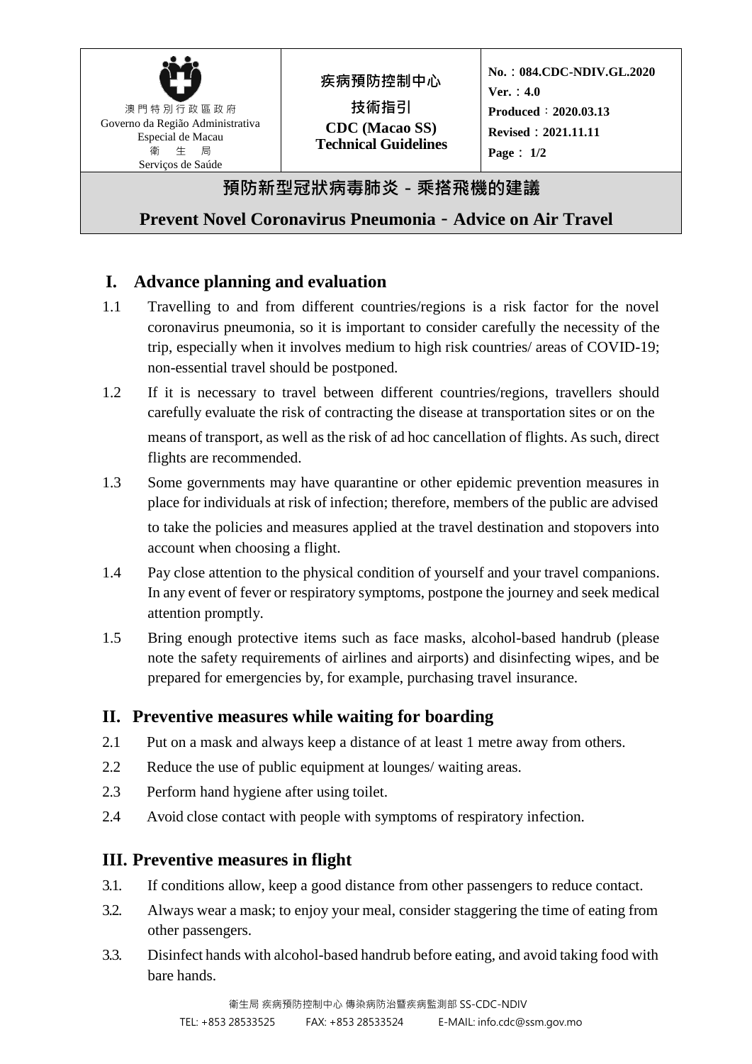| 澳門特別行政區政府<br>Governo da Região Administrativa Especial de Macau<br>衛 生 局<br>Serviços de Saúde | 疾病預防控制中心<br>技術指引<br>**CDC (Macao SS)**<br>**Technical Guidelines** | **No.**：**084.CDC-NDIV.GL.2020**<br>**Ver.**：**4.0**<br>**Produced**：**2020.03.13**<br>**Revised**：**2021.11.11**<br>**Page**： **1/2** |
|---|---|---|

# 預防新型冠狀病毒肺炎 - 乘搭飛機的建議

# Prevent Novel Coronavirus Pneumonia - Advice on Air Travel

## I. Advance planning and evaluation

1.1 Travelling to and from different countries/regions is a risk factor for the novel coronavirus pneumonia, so it is important to consider carefully the necessity of the trip, especially when it involves medium to high risk countries/ areas of COVID-19; non-essential travel should be postponed.

1.2 If it is necessary to travel between different countries/regions, travellers should carefully evaluate the risk of contracting the disease at transportation sites or on the means of transport, as well as the risk of ad hoc cancellation of flights. As such, direct flights are recommended.

1.3 Some governments may have quarantine or other epidemic prevention measures in place for individuals at risk of infection; therefore, members of the public are advised to take the policies and measures applied at the travel destination and stopovers into account when choosing a flight.

1.4 Pay close attention to the physical condition of yourself and your travel companions. In any event of fever or respiratory symptoms, postpone the journey and seek medical attention promptly.

1.5 Bring enough protective items such as face masks, alcohol-based handrub (please note the safety requirements of airlines and airports) and disinfecting wipes, and be prepared for emergencies by, for example, purchasing travel insurance.

## II. Preventive measures while waiting for boarding

2.1 Put on a mask and always keep a distance of at least 1 metre away from others.

2.2 Reduce the use of public equipment at lounges/ waiting areas.

2.3 Perform hand hygiene after using toilet.

2.4 Avoid close contact with people with symptoms of respiratory infection.

## III. Preventive measures in flight

3.1. If conditions allow, keep a good distance from other passengers to reduce contact.

3.2. Always wear a mask; to enjoy your meal, consider staggering the time of eating from other passengers.

3.3. Disinfect hands with alcohol-based handrub before eating, and avoid taking food with bare hands.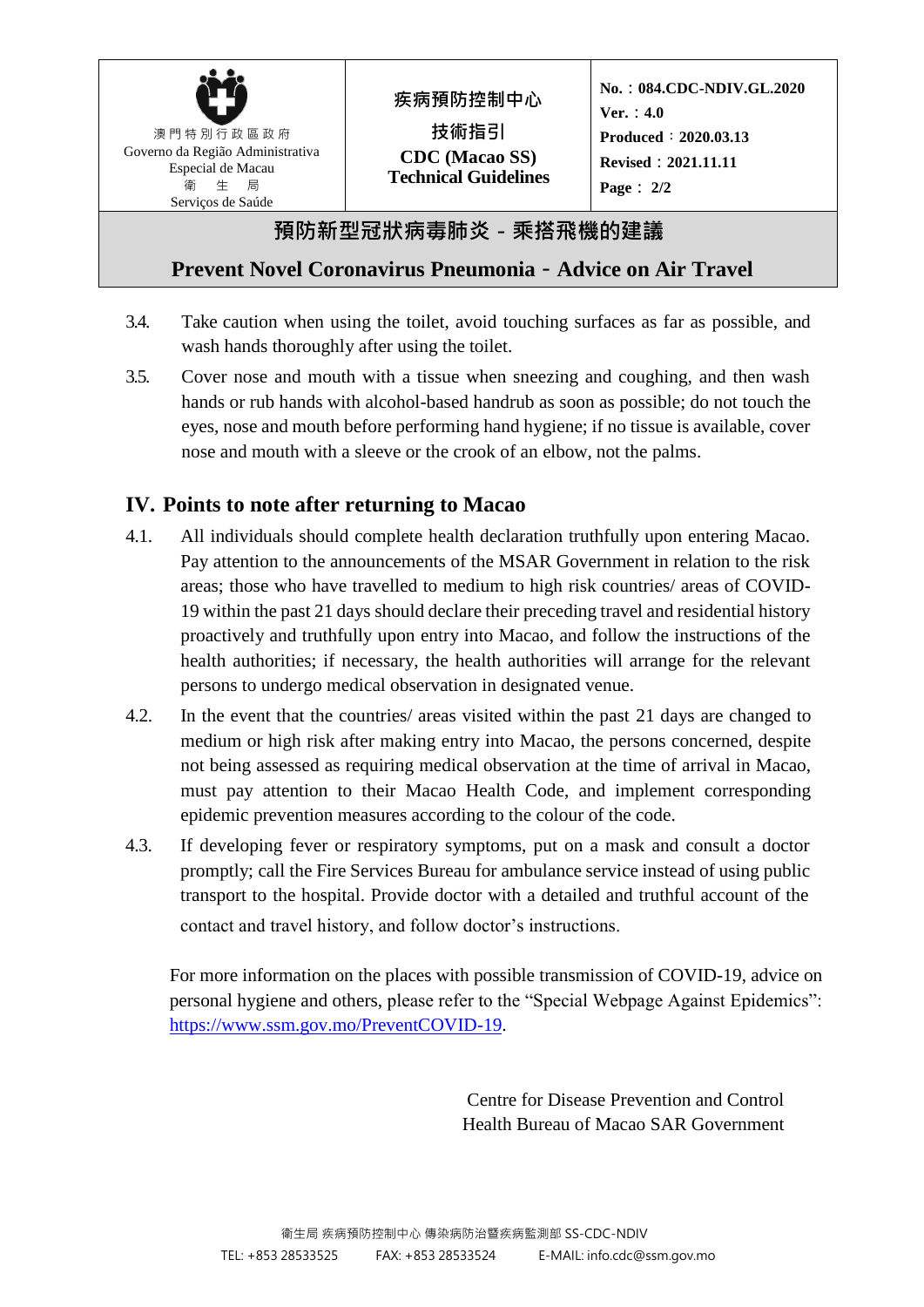3.4. Take caution when using the toilet, avoid touching surfaces as far as possible, and wash hands thoroughly after using the toilet.

3.5. Cover nose and mouth with a tissue when sneezing and coughing, and then wash hands or rub hands with alcohol-based handrub as soon as possible; do not touch the eyes, nose and mouth before performing hand hygiene; if no tissue is available, cover nose and mouth with a sleeve or the crook of an elbow, not the palms.

## IV. Points to note after returning to Macao

4.1. All individuals should complete health declaration truthfully upon entering Macao. Pay attention to the announcements of the MSAR Government in relation to the risk areas; those who have travelled to medium to high risk countries/ areas of COVID-19 within the past 21 days should declare their preceding travel and residential history proactively and truthfully upon entry into Macao, and follow the instructions of the health authorities; if necessary, the health authorities will arrange for the relevant persons to undergo medical observation in designated venue.

4.2. In the event that the countries/ areas visited within the past 21 days are changed to medium or high risk after making entry into Macao, the persons concerned, despite not being assessed as requiring medical observation at the time of arrival in Macao, must pay attention to their Macao Health Code, and implement corresponding epidemic prevention measures according to the colour of the code.

4.3. If developing fever or respiratory symptoms, put on a mask and consult a doctor promptly; call the Fire Services Bureau for ambulance service instead of using public transport to the hospital. Provide doctor with a detailed and truthful account of the contact and travel history, and follow doctor's instructions.

For more information on the places with possible transmission of COVID-19, advice on personal hygiene and others, please refer to the "Special Webpage Against Epidemics": https://www.ssm.gov.mo/PreventCOVID-19.

Centre for Disease Prevention and Control
Health Bureau of Macao SAR Government